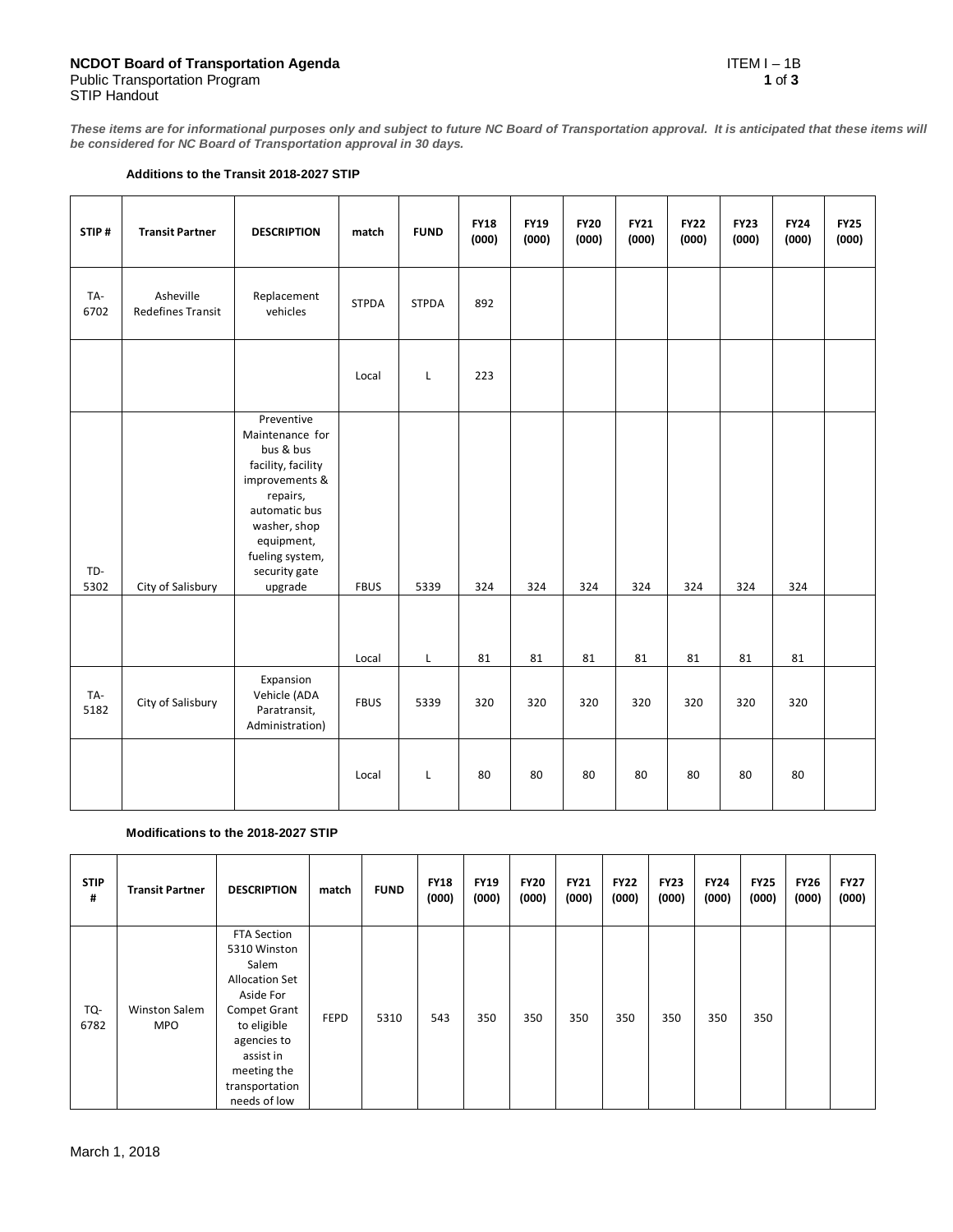**NCDOT Board of Transportation Agenda** ITEM I – 1B
Public Transportation Program
STIP Handout

***These items are for informational purposes only and subject to future NC Board of Transportation approval. It is anticipated that these items will be considered for NC Board of Transportation approval in 30 days.***

**Additions to the Transit 2018-2027 STIP**

| STIP # | Transit Partner | DESCRIPTION | match | FUND | FY18 (000) | FY19 (000) | FY20 (000) | FY21 (000) | FY22 (000) | FY23 (000) | FY24 (000) | FY25 (000) |
|---|---|---|---|---|---|---|---|---|---|---|---|---|
| TA-6702 | Asheville Redefines Transit | Replacement vehicles | STPDA | STPDA | 892 | | | | | | | |
| | | | Local | L | 223 | | | | | | | |
| TD-5302 | City of Salisbury | Preventive Maintenance for bus & bus facility, facility improvements & repairs, automatic bus washer, shop equipment, fueling system, security gate upgrade | FBUS | 5339 | 324 | 324 | 324 | 324 | 324 | 324 | 324 | |
| | | | Local | L | 81 | 81 | 81 | 81 | 81 | 81 | 81 | |
| TA-5182 | City of Salisbury | Expansion Vehicle (ADA Paratransit, Administration) | FBUS | 5339 | 320 | 320 | 320 | 320 | 320 | 320 | 320 | |
| | | | Local | L | 80 | 80 | 80 | 80 | 80 | 80 | 80 | |

**Modifications to the 2018-2027 STIP**

| STIP # | Transit Partner | DESCRIPTION | match | FUND | FY18 (000) | FY19 (000) | FY20 (000) | FY21 (000) | FY22 (000) | FY23 (000) | FY24 (000) | FY25 (000) | FY26 (000) | FY27 (000) |
|---|---|---|---|---|---|---|---|---|---|---|---|---|---|---|
| TQ-6782 | Winston Salem MPO | FTA Section 5310 Winston Salem Allocation Set Aside For Compet Grant to eligible agencies to assist in meeting the transportation needs of low | FEPD | 5310 | 543 | 350 | 350 | 350 | 350 | 350 | 350 | 350 | | |

March 1, 2018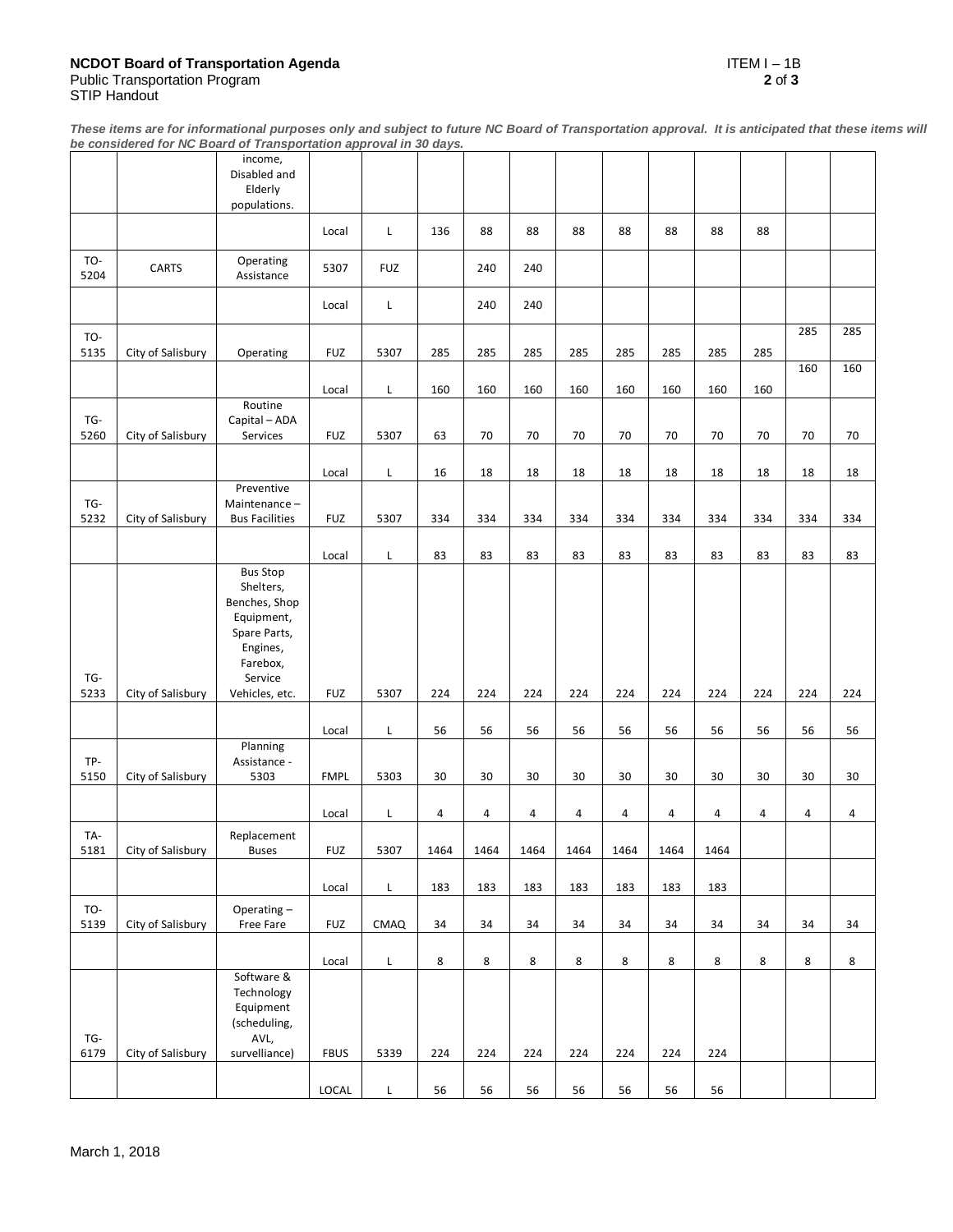***These items are for informational purposes only and subject to future NC Board of Transportation approval. It is anticipated that these items will be considered for NC Board of Transportation approval in 30 days.***

| | | | | | | | | | | | | | | |
|---|---|---|---|---|---|---|---|---|---|---|---|---|---|---|
| | | income, Disabled and Elderly populations. | | | | | | | | | | | | |
| | | | Local | L | 136 | 88 | 88 | 88 | 88 | 88 | 88 | 88 | | |
| TO-5204 | CARTS | Operating Assistance | 5307 | FUZ | | 240 | 240 | | | | | | | |
| | | | Local | L | | 240 | 240 | | | | | | | |
| TO-5135 | City of Salisbury | Operating | FUZ | 5307 | 285 | 285 | 285 | 285 | 285 | 285 | 285 | 285 | 285 | 285 |
| | | | Local | L | 160 | 160 | 160 | 160 | 160 | 160 | 160 | 160 | 160 | 160 |
| TG-5260 | City of Salisbury | Routine Capital – ADA Services | FUZ | 5307 | 63 | 70 | 70 | 70 | 70 | 70 | 70 | 70 | 70 | 70 |
| | | | Local | L | 16 | 18 | 18 | 18 | 18 | 18 | 18 | 18 | 18 | 18 |
| TG-5232 | City of Salisbury | Preventive Maintenance – Bus Facilities | FUZ | 5307 | 334 | 334 | 334 | 334 | 334 | 334 | 334 | 334 | 334 | 334 |
| | | | Local | L | 83 | 83 | 83 | 83 | 83 | 83 | 83 | 83 | 83 | 83 |
| TG-5233 | City of Salisbury | Bus Stop Shelters, Benches, Shop Equipment, Spare Parts, Engines, Farebox, Service Vehicles, etc. | FUZ | 5307 | 224 | 224 | 224 | 224 | 224 | 224 | 224 | 224 | 224 | 224 |
| | | | Local | L | 56 | 56 | 56 | 56 | 56 | 56 | 56 | 56 | 56 | 56 |
| TP-5150 | City of Salisbury | Planning Assistance - 5303 | FMPL | 5303 | 30 | 30 | 30 | 30 | 30 | 30 | 30 | 30 | 30 | 30 |
| | | | Local | L | 4 | 4 | 4 | 4 | 4 | 4 | 4 | 4 | 4 | 4 |
| TA-5181 | City of Salisbury | Replacement Buses | FUZ | 5307 | 1464 | 1464 | 1464 | 1464 | 1464 | 1464 | 1464 | | | |
| | | | Local | L | 183 | 183 | 183 | 183 | 183 | 183 | 183 | | | |
| TO-5139 | City of Salisbury | Operating – Free Fare | FUZ | CMAQ | 34 | 34 | 34 | 34 | 34 | 34 | 34 | 34 | 34 | 34 |
| | | | Local | L | 8 | 8 | 8 | 8 | 8 | 8 | 8 | 8 | 8 | 8 |
| TG-6179 | City of Salisbury | Software & Technology Equipment (scheduling, AVL, survelliance) | FBUS | 5339 | 224 | 224 | 224 | 224 | 224 | 224 | 224 | | | |
| | | | LOCAL | L | 56 | 56 | 56 | 56 | 56 | 56 | 56 | | | |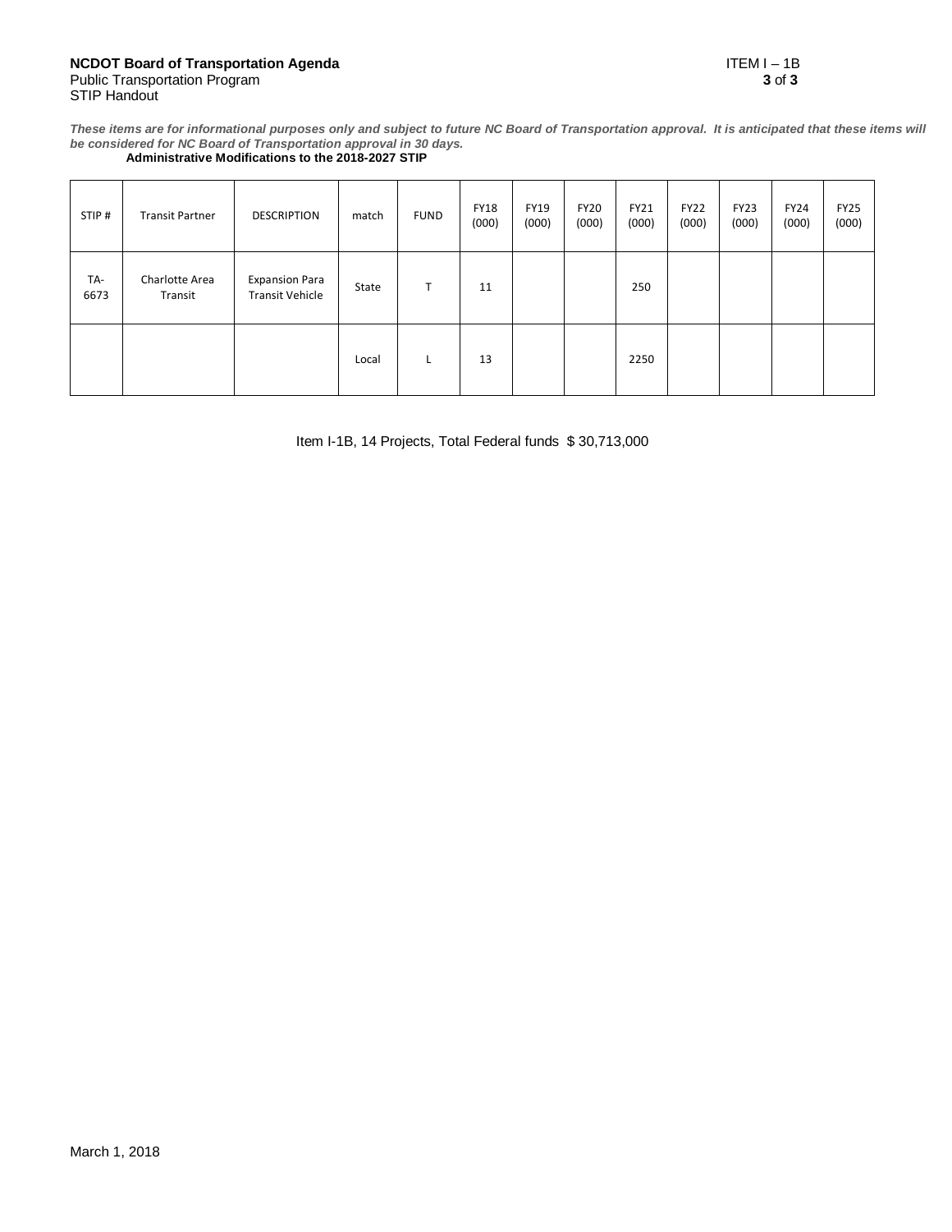*These items are for informational purposes only and subject to future NC Board of Transportation approval. It is anticipated that these items will be considered for NC Board of Transportation approval in 30 days.*

**Administrative Modifications to the 2018-2027 STIP**

| STIP # | Transit Partner | DESCRIPTION | match | FUND | FY18 (000) | FY19 (000) | FY20 (000) | FY21 (000) | FY22 (000) | FY23 (000) | FY24 (000) | FY25 (000) |
|---|---|---|---|---|---|---|---|---|---|---|---|---|
| TA-6673 | Charlotte Area Transit | Expansion Para Transit Vehicle | State | T | 11 | | | 250 | | | | |
| | | | Local | L | 13 | | | 2250 | | | | |

Item I-1B, 14 Projects, Total Federal funds $ 30,713,000

March 1, 2018